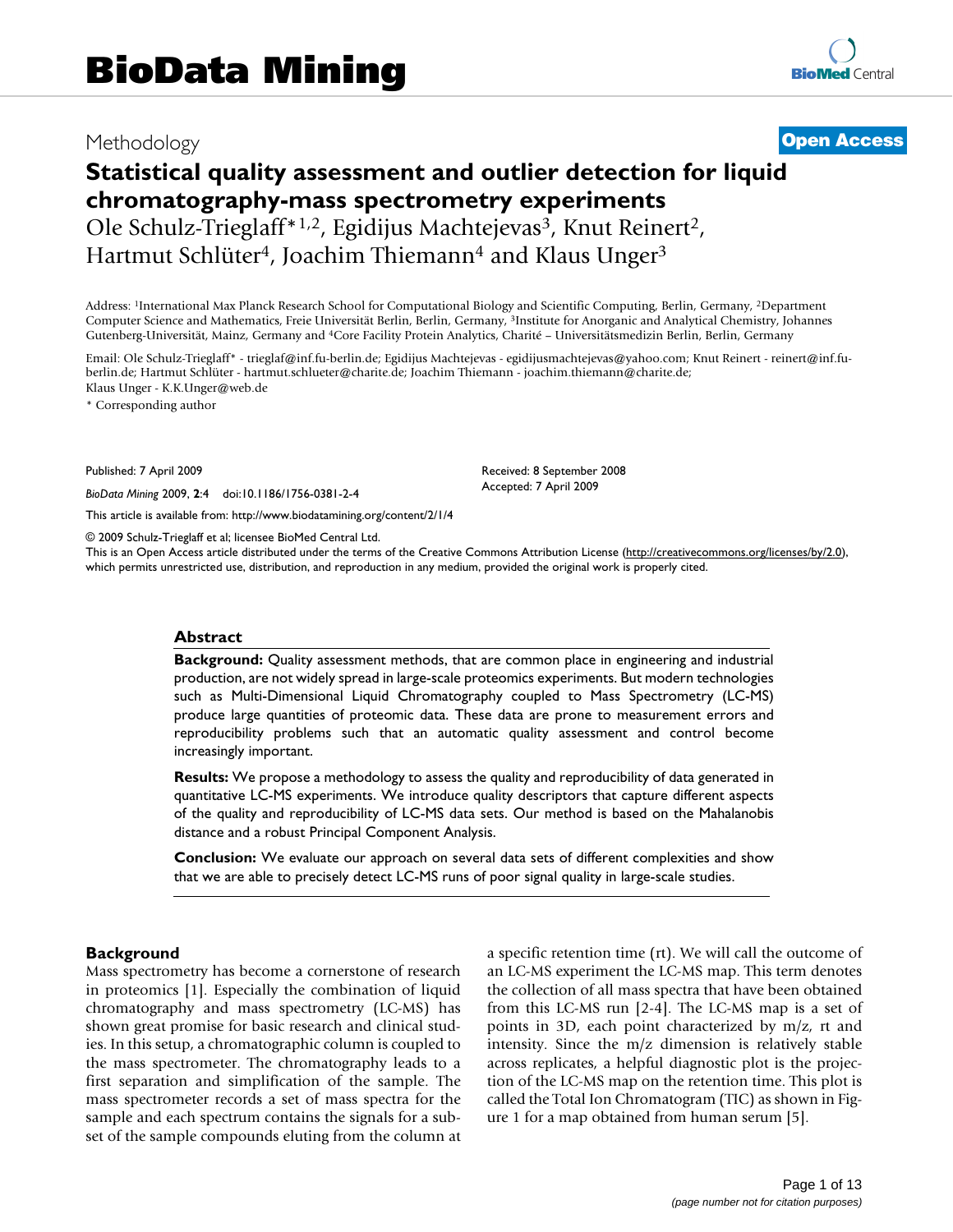# BioData Mining

Methodology

**Open Access**

# Statistical quality assessment and outlier detection for liquid chromatography-mass spectrometry experiments

Ole Schulz-Trieglaff*[1,2], Egidijus Machtejevas[3], Knut Reinert[2], Hartmut Schlüter[4], Joachim Thiemann[4] and Klaus Unger[3]

Address: [1]International Max Planck Research School for Computational Biology and Scientific Computing, Berlin, Germany, [2]Department Computer Science and Mathematics, Freie Universität Berlin, Berlin, Germany, [3]Institute for Anorganic and Analytical Chemistry, Johannes Gutenberg-Universität, Mainz, Germany and [4]Core Facility Protein Analytics, Charité – Universitätsmedizin Berlin, Berlin, Germany

Email: Ole Schulz-Trieglaff* - trieglaf@inf.fu-berlin.de; Egidijus Machtejevas - egidijusmachtejevas@yahoo.com; Knut Reinert - reinert@inf.fu-berlin.de; Hartmut Schlüter - hartmut.schlueter@charite.de; Joachim Thiemann - joachim.thiemann@charite.de; Klaus Unger - K.K.Unger@web.de

* Corresponding author

Published: 7 April 2009

*BioData Mining* 2009, **2**:4 doi:10.1186/1756-0381-2-4

Received: 8 September 2008
Accepted: 7 April 2009

This article is available from: http://www.biodatamining.org/content/2/1/4

© 2009 Schulz-Trieglaff et al; licensee BioMed Central Ltd.
This is an Open Access article distributed under the terms of the Creative Commons Attribution License (http://creativecommons.org/licenses/by/2.0), which permits unrestricted use, distribution, and reproduction in any medium, provided the original work is properly cited.

## Abstract

**Background:** Quality assessment methods, that are common place in engineering and industrial production, are not widely spread in large-scale proteomics experiments. But modern technologies such as Multi-Dimensional Liquid Chromatography coupled to Mass Spectrometry (LC-MS) produce large quantities of proteomic data. These data are prone to measurement errors and reproducibility problems such that an automatic quality assessment and control become increasingly important.

**Results:** We propose a methodology to assess the quality and reproducibility of data generated in quantitative LC-MS experiments. We introduce quality descriptors that capture different aspects of the quality and reproducibility of LC-MS data sets. Our method is based on the Mahalanobis distance and a robust Principal Component Analysis.

**Conclusion:** We evaluate our approach on several data sets of different complexities and show that we are able to precisely detect LC-MS runs of poor signal quality in large-scale studies.

## Background

Mass spectrometry has become a cornerstone of research in proteomics [1]. Especially the combination of liquid chromatography and mass spectrometry (LC-MS) has shown great promise for basic research and clinical studies. In this setup, a chromatographic column is coupled to the mass spectrometer. The chromatography leads to a first separation and simplification of the sample. The mass spectrometer records a set of mass spectra for the sample and each spectrum contains the signals for a subset of the sample compounds eluting from the column at a specific retention time (rt). We will call the outcome of an LC-MS experiment the LC-MS map. This term denotes the collection of all mass spectra that have been obtained from this LC-MS run [2-4]. The LC-MS map is a set of points in 3D, each point characterized by m/z, rt and intensity. Since the m/z dimension is relatively stable across replicates, a helpful diagnostic plot is the projection of the LC-MS map on the retention time. This plot is called the Total Ion Chromatogram (TIC) as shown in Figure 1 for a map obtained from human serum [5].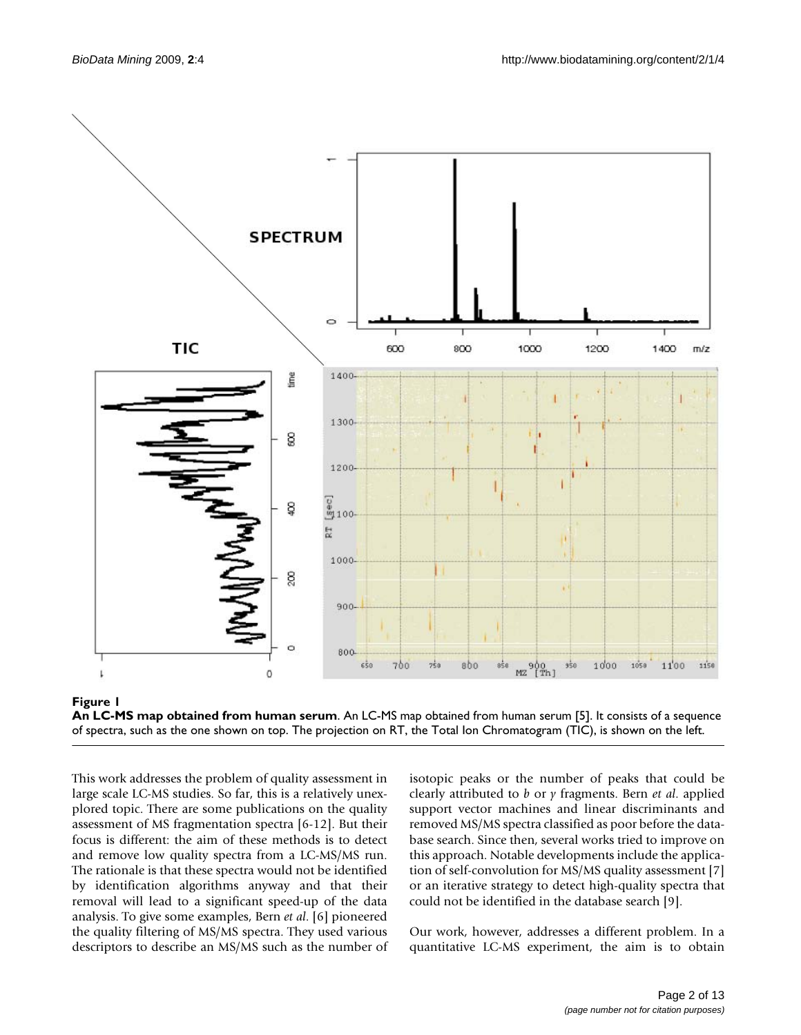**Figure 1**

**An LC-MS map obtained from human serum**. An LC-MS map obtained from human serum [5]. It consists of a sequence of spectra, such as the one shown on top. The projection on RT, the Total Ion Chromatogram (TIC), is shown on the left.

This work addresses the problem of quality assessment in large scale LC-MS studies. So far, this is a relatively unexplored topic. There are some publications on the quality assessment of MS fragmentation spectra [6-12]. But their focus is different: the aim of these methods is to detect and remove low quality spectra from a LC-MS/MS run. The rationale is that these spectra would not be identified by identification algorithms anyway and that their removal will lead to a significant speed-up of the data analysis. To give some examples, Bern *et al*. [6] pioneered the quality filtering of MS/MS spectra. They used various descriptors to describe an MS/MS such as the number of isotopic peaks or the number of peaks that could be clearly attributed to *b* or *y* fragments. Bern *et al*. applied support vector machines and linear discriminants and removed MS/MS spectra classified as poor before the database search. Since then, several works tried to improve on this approach. Notable developments include the application of self-convolution for MS/MS quality assessment [7] or an iterative strategy to detect high-quality spectra that could not be identified in the database search [9].

Our work, however, addresses a different problem. In a quantitative LC-MS experiment, the aim is to obtain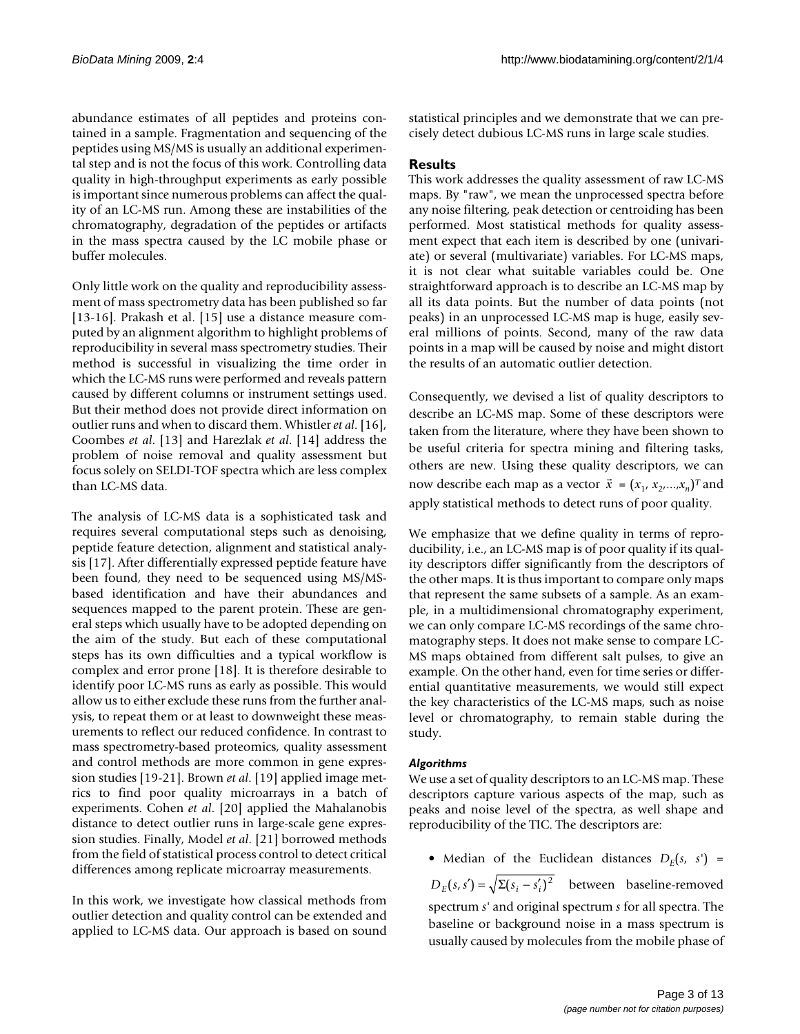abundance estimates of all peptides and proteins contained in a sample. Fragmentation and sequencing of the peptides using MS/MS is usually an additional experimental step and is not the focus of this work. Controlling data quality in high-throughput experiments as early possible is important since numerous problems can affect the quality of an LC-MS run. Among these are instabilities of the chromatography, degradation of the peptides or artifacts in the mass spectra caused by the LC mobile phase or buffer molecules.

Only little work on the quality and reproducibility assessment of mass spectrometry data has been published so far [13-16]. Prakash et al. [15] use a distance measure computed by an alignment algorithm to highlight problems of reproducibility in several mass spectrometry studies. Their method is successful in visualizing the time order in which the LC-MS runs were performed and reveals pattern caused by different columns or instrument settings used. But their method does not provide direct information on outlier runs and when to discard them. Whistler *et al*. [16], Coombes *et al*. [13] and Harezlak *et al*. [14] address the problem of noise removal and quality assessment but focus solely on SELDI-TOF spectra which are less complex than LC-MS data.

The analysis of LC-MS data is a sophisticated task and requires several computational steps such as denoising, peptide feature detection, alignment and statistical analysis [17]. After differentially expressed peptide feature have been found, they need to be sequenced using MS/MS-based identification and have their abundances and sequences mapped to the parent protein. These are general steps which usually have to be adopted depending on the aim of the study. But each of these computational steps has its own difficulties and a typical workflow is complex and error prone [18]. It is therefore desirable to identify poor LC-MS runs as early as possible. This would allow us to either exclude these runs from the further analysis, to repeat them or at least to downweight these measurements to reflect our reduced confidence. In contrast to mass spectrometry-based proteomics, quality assessment and control methods are more common in gene expression studies [19-21]. Brown *et al*. [19] applied image metrics to find poor quality microarrays in a batch of experiments. Cohen *et al*. [20] applied the Mahalanobis distance to detect outlier runs in large-scale gene expression studies. Finally, Model *et al*. [21] borrowed methods from the field of statistical process control to detect critical differences among replicate microarray measurements.

In this work, we investigate how classical methods from outlier detection and quality control can be extended and applied to LC-MS data. Our approach is based on sound statistical principles and we demonstrate that we can precisely detect dubious LC-MS runs in large scale studies.

## Results

This work addresses the quality assessment of raw LC-MS maps. By "raw", we mean the unprocessed spectra before any noise filtering, peak detection or centroiding has been performed. Most statistical methods for quality assessment expect that each item is described by one (univariate) or several (multivariate) variables. For LC-MS maps, it is not clear what suitable variables could be. One straightforward approach is to describe an LC-MS map by all its data points. But the number of data points (not peaks) in an unprocessed LC-MS map is huge, easily several millions of points. Second, many of the raw data points in a map will be caused by noise and might distort the results of an automatic outlier detection.

Consequently, we devised a list of quality descriptors to describe an LC-MS map. Some of these descriptors were taken from the literature, where they have been shown to be useful criteria for spectra mining and filtering tasks, others are new. Using these quality descriptors, we can now describe each map as a vector $\vec{x} = (x_1, x_2,...,x_n)^T$ and apply statistical methods to detect runs of poor quality.

We emphasize that we define quality in terms of reproducibility, i.e., an LC-MS map is of poor quality if its quality descriptors differ significantly from the descriptors of the other maps. It is thus important to compare only maps that represent the same subsets of a sample. As an example, in a multidimensional chromatography experiment, we can only compare LC-MS recordings of the same chromatography steps. It does not make sense to compare LC-MS maps obtained from different salt pulses, to give an example. On the other hand, even for time series or differential quantitative measurements, we would still expect the key characteristics of the LC-MS maps, such as noise level or chromatography, to remain stable during the study.

### *Algorithms*

We use a set of quality descriptors to an LC-MS map. These descriptors capture various aspects of the map, such as peaks and noise level of the spectra, as well shape and reproducibility of the TIC. The descriptors are:

- Median of the Euclidean distances $D_E(s, s') = D_E(s, s') = \sqrt{\Sigma(s_i - s'_i)^2}$ between baseline-removed spectrum $s'$ and original spectrum $s$ for all spectra. The baseline or background noise in a mass spectrum is usually caused by molecules from the mobile phase of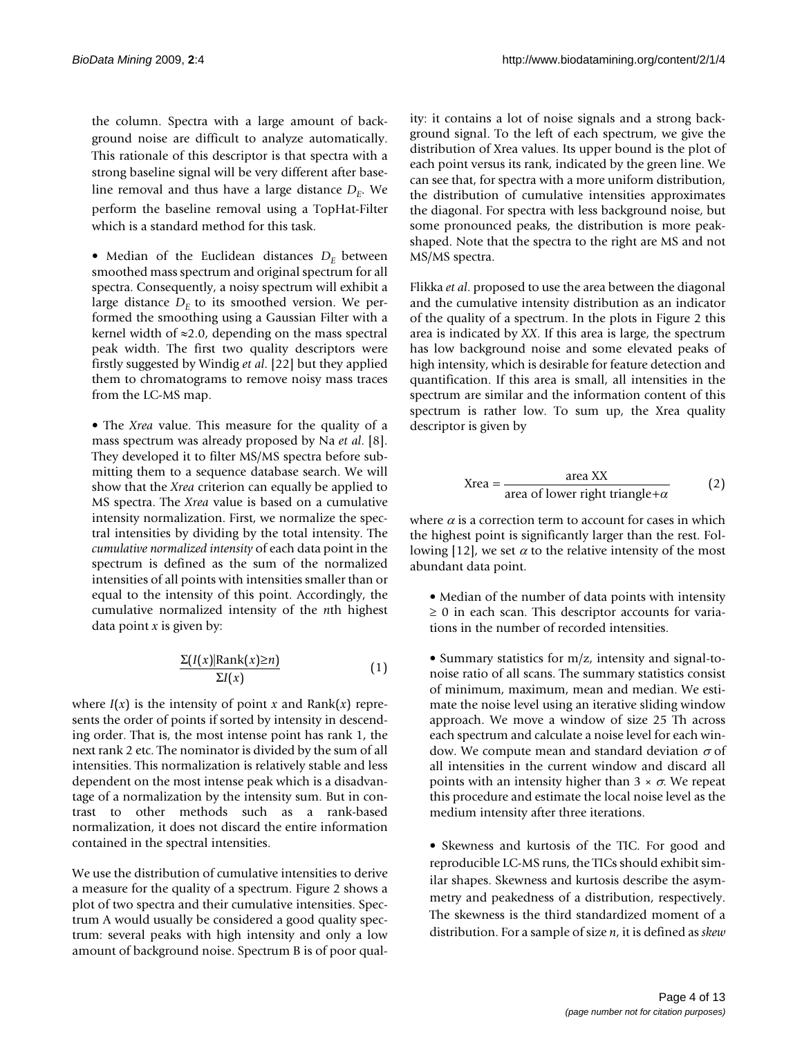the column. Spectra with a large amount of background noise are difficult to analyze automatically. This rationale of this descriptor is that spectra with a strong baseline signal will be very different after baseline removal and thus have a large distance $D_E$. We perform the baseline removal using a TopHat-Filter which is a standard method for this task.

- Median of the Euclidean distances $D_E$ between smoothed mass spectrum and original spectrum for all spectra. Consequently, a noisy spectrum will exhibit a large distance $D_E$ to its smoothed version. We performed the smoothing using a Gaussian Filter with a kernel width of ≈2.0, depending on the mass spectral peak width. The first two quality descriptors were firstly suggested by Windig *et al*. [22] but they applied them to chromatograms to remove noisy mass traces from the LC-MS map.

- The *Xrea* value. This measure for the quality of a mass spectrum was already proposed by Na *et al*. [8]. They developed it to filter MS/MS spectra before submitting them to a sequence database search. We will show that the *Xrea* criterion can equally be applied to MS spectra. The *Xrea* value is based on a cumulative intensity normalization. First, we normalize the spectral intensities by dividing by the total intensity. The *cumulative normalized intensity* of each data point in the spectrum is defined as the sum of the normalized intensities of all points with intensities smaller than or equal to the intensity of this point. Accordingly, the cumulative normalized intensity of the *n*th highest data point *x* is given by:

$$\frac{\Sigma(I(x)|\text{Rank}(x) \geq n)}{\Sigma I(x)} \quad (1)$$

where $I(x)$ is the intensity of point $x$ and $\text{Rank}(x)$ represents the order of points if sorted by intensity in descending order. That is, the most intense point has rank 1, the next rank 2 etc. The nominator is divided by the sum of all intensities. This normalization is relatively stable and less dependent on the most intense peak which is a disadvantage of a normalization by the intensity sum. But in contrast to other methods such as a rank-based normalization, it does not discard the entire information contained in the spectral intensities.

We use the distribution of cumulative intensities to derive a measure for the quality of a spectrum. Figure 2 shows a plot of two spectra and their cumulative intensities. Spectrum A would usually be considered a good quality spectrum: several peaks with high intensity and only a low amount of background noise. Spectrum B is of poor quality: it contains a lot of noise signals and a strong background signal. To the left of each spectrum, we give the distribution of Xrea values. Its upper bound is the plot of each point versus its rank, indicated by the green line. We can see that, for spectra with a more uniform distribution, the distribution of cumulative intensities approximates the diagonal. For spectra with less background noise, but some pronounced peaks, the distribution is more peak-shaped. Note that the spectra to the right are MS and not MS/MS spectra.

Flikka *et al*. proposed to use the area between the diagonal and the cumulative intensity distribution as an indicator of the quality of a spectrum. In the plots in Figure 2 this area is indicated by *XX*. If this area is large, the spectrum has low background noise and some elevated peaks of high intensity, which is desirable for feature detection and quantification. If this area is small, all intensities in the spectrum are similar and the information content of this spectrum is rather low. To sum up, the Xrea quality descriptor is given by

$$\text{Xrea} = \frac{\text{area XX}}{\text{area of lower right triangle} + \alpha} \quad (2)$$

where $\alpha$ is a correction term to account for cases in which the highest point is significantly larger than the rest. Following [12], we set $\alpha$ to the relative intensity of the most abundant data point.

- Median of the number of data points with intensity ≥ 0 in each scan. This descriptor accounts for variations in the number of recorded intensities.

- Summary statistics for m/z, intensity and signal-to-noise ratio of all scans. The summary statistics consist of minimum, maximum, mean and median. We estimate the noise level using an iterative sliding window approach. We move a window of size 25 Th across each spectrum and calculate a noise level for each window. We compute mean and standard deviation $\sigma$ of all intensities in the current window and discard all points with an intensity higher than $3 \times \sigma$. We repeat this procedure and estimate the local noise level as the medium intensity after three iterations.

- Skewness and kurtosis of the TIC. For good and reproducible LC-MS runs, the TICs should exhibit similar shapes. Skewness and kurtosis describe the asymmetry and peakedness of a distribution, respectively. The skewness is the third standardized moment of a distribution. For a sample of size *n*, it is defined as *skew*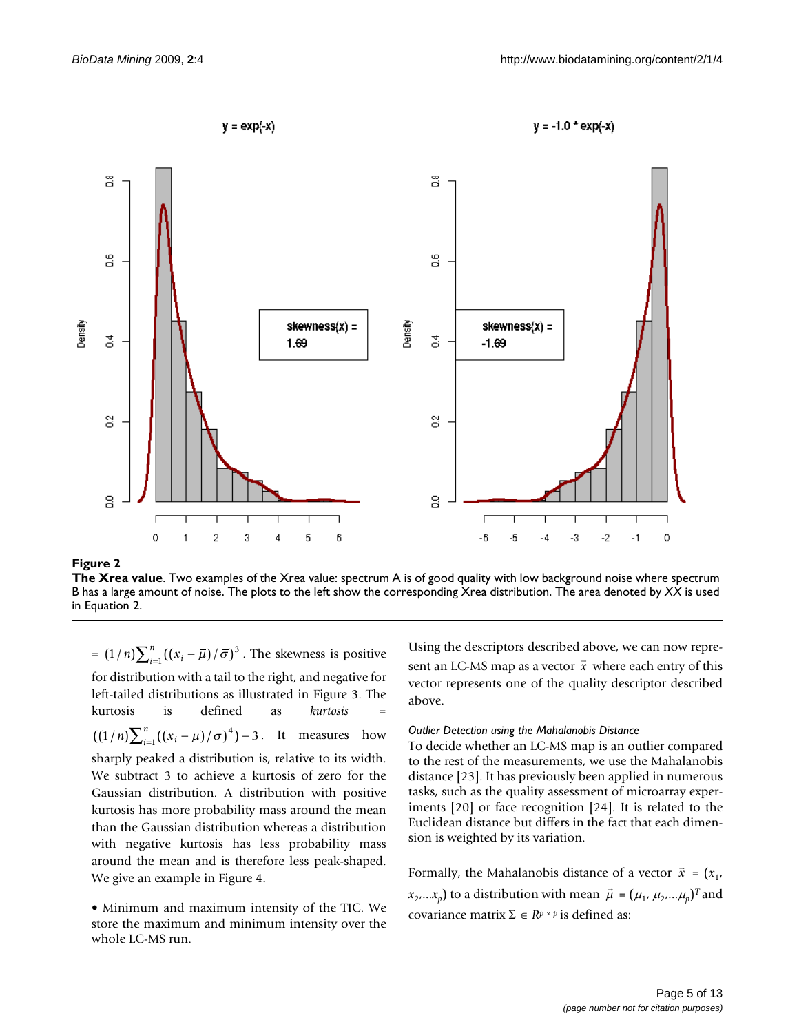**Figure 2**
**The Xrea value**. Two examples of the Xrea value: spectrum A is of good quality with low background noise where spectrum B has a large amount of noise. The plots to the left show the corresponding Xrea distribution. The area denoted by *XX* is used in Equation 2.

$= (1/n)\sum_{i=1}^{n}((x_i - \bar{\mu})/\bar{\sigma})^3$. The skewness is positive for distribution with a tail to the right, and negative for left-tailed distributions as illustrated in Figure 3. The kurtosis is defined as *kurtosis* = $((1/n)\sum_{i=1}^{n}((x_i - \bar{\mu})/\bar{\sigma})^4) - 3$. It measures how sharply peaked a distribution is, relative to its width. We subtract 3 to achieve a kurtosis of zero for the Gaussian distribution. A distribution with positive kurtosis has more probability mass around the mean than the Gaussian distribution whereas a distribution with negative kurtosis has less probability mass around the mean and is therefore less peak-shaped. We give an example in Figure 4.

- Minimum and maximum intensity of the TIC. We store the maximum and minimum intensity over the whole LC-MS run.

Using the descriptors described above, we can now represent an LC-MS map as a vector $\vec{x}$ where each entry of this vector represents one of the quality descriptor described above.

#### *Outlier Detection using the Mahalanobis Distance*

To decide whether an LC-MS map is an outlier compared to the rest of the measurements, we use the Mahalanobis distance [23]. It has previously been applied in numerous tasks, such as the quality assessment of microarray experiments [20] or face recognition [24]. It is related to the Euclidean distance but differs in the fact that each dimension is weighted by its variation.

Formally, the Mahalanobis distance of a vector $\vec{x} = (x_1, x_2,...x_p)$ to a distribution with mean $\vec{\mu} = (\mu_1, \mu_2,...\mu_p)^T$ and covariance matrix $\Sigma \in R^{p \times p}$ is defined as: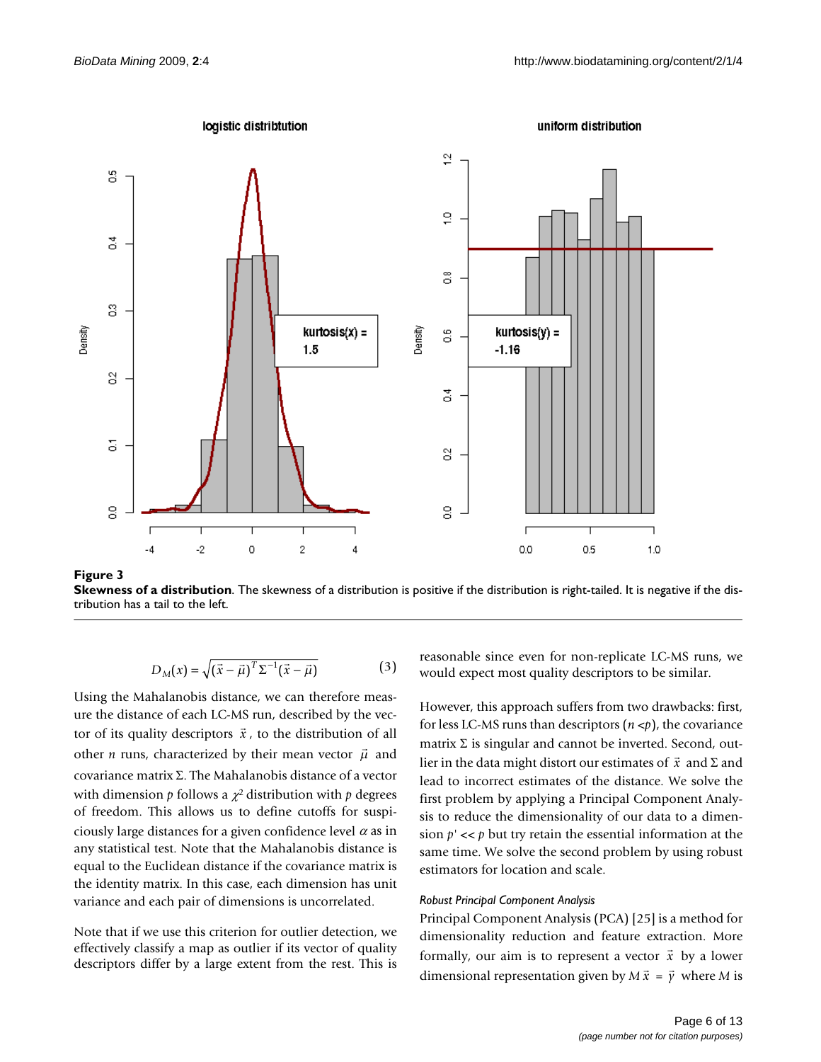**Figure 3**

**Skewness of a distribution**. The skewness of a distribution is positive if the distribution is right-tailed. It is negative if the distribution has a tail to the left.

$$D_M(x) = \sqrt{(\vec{x} - \vec{\mu})^T \Sigma^{-1} (\vec{x} - \vec{\mu})} \quad (3)$$

Using the Mahalanobis distance, we can therefore measure the distance of each LC-MS run, described by the vector of its quality descriptors $\vec{x}$, to the distribution of all other $n$ runs, characterized by their mean vector $\vec{\mu}$ and covariance matrix $\Sigma$. The Mahalanobis distance of a vector with dimension $p$ follows a $\chi^2$ distribution with $p$ degrees of freedom. This allows us to define cutoffs for suspiciously large distances for a given confidence level $\alpha$ as in any statistical test. Note that the Mahalanobis distance is equal to the Euclidean distance if the covariance matrix is the identity matrix. In this case, each dimension has unit variance and each pair of dimensions is uncorrelated.

Note that if we use this criterion for outlier detection, we effectively classify a map as outlier if its vector of quality descriptors differ by a large extent from the rest. This is reasonable since even for non-replicate LC-MS runs, we would expect most quality descriptors to be similar.

However, this approach suffers from two drawbacks: first, for less LC-MS runs than descriptors ($n < p$), the covariance matrix $\Sigma$ is singular and cannot be inverted. Second, outlier in the data might distort our estimates of $\vec{x}$ and $\Sigma$ and lead to incorrect estimates of the distance. We solve the first problem by applying a Principal Component Analysis to reduce the dimensionality of our data to a dimension $p' << p$ but try retain the essential information at the same time. We solve the second problem by using robust estimators for location and scale.

### *Robust Principal Component Analysis*

Principal Component Analysis (PCA) [25] is a method for dimensionality reduction and feature extraction. More formally, our aim is to represent a vector $\vec{x}$ by a lower dimensional representation given by $M\vec{x} = \vec{y}$ where $M$ is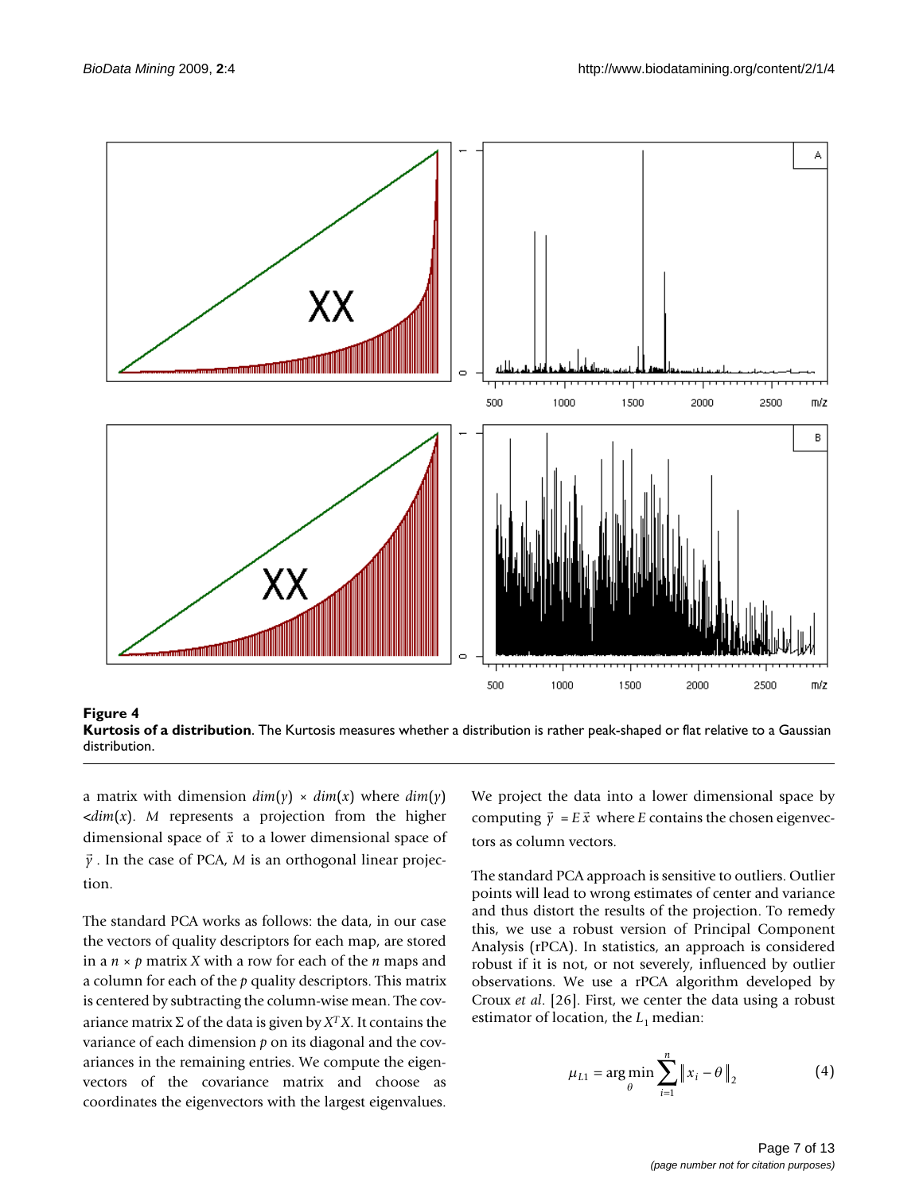**Figure 4**

**Kurtosis of a distribution**. The Kurtosis measures whether a distribution is rather peak-shaped or flat relative to a Gaussian distribution.

a matrix with dimension $dim(y) \times dim(x)$ where $dim(y) < dim(x)$. $M$ represents a projection from the higher dimensional space of $\vec{x}$ to a lower dimensional space of $\vec{y}$. In the case of PCA, $M$ is an orthogonal linear projection.

The standard PCA works as follows: the data, in our case the vectors of quality descriptors for each map, are stored in a $n \times p$ matrix $X$ with a row for each of the $n$ maps and a column for each of the $p$ quality descriptors. This matrix is centered by subtracting the column-wise mean. The covariance matrix $\Sigma$ of the data is given by $X^T X$. It contains the variance of each dimension $p$ on its diagonal and the covariances in the remaining entries. We compute the eigenvectors of the covariance matrix and choose as coordinates the eigenvectors with the largest eigenvalues. We project the data into a lower dimensional space by computing $\vec{y} = E\vec{x}$ where $E$ contains the chosen eigenvectors as column vectors.

The standard PCA approach is sensitive to outliers. Outlier points will lead to wrong estimates of center and variance and thus distort the results of the projection. To remedy this, we use a robust version of Principal Component Analysis (rPCA). In statistics, an approach is considered robust if it is not, or not severely, influenced by outlier observations. We use a rPCA algorithm developed by Croux *et al*. [26]. First, we center the data using a robust estimator of location, the $L_1$ median:

$$\mu_{L1} = \arg\min_{\theta} \sum_{i=1}^{n} \| x_i - \theta \|_2 \quad (4)$$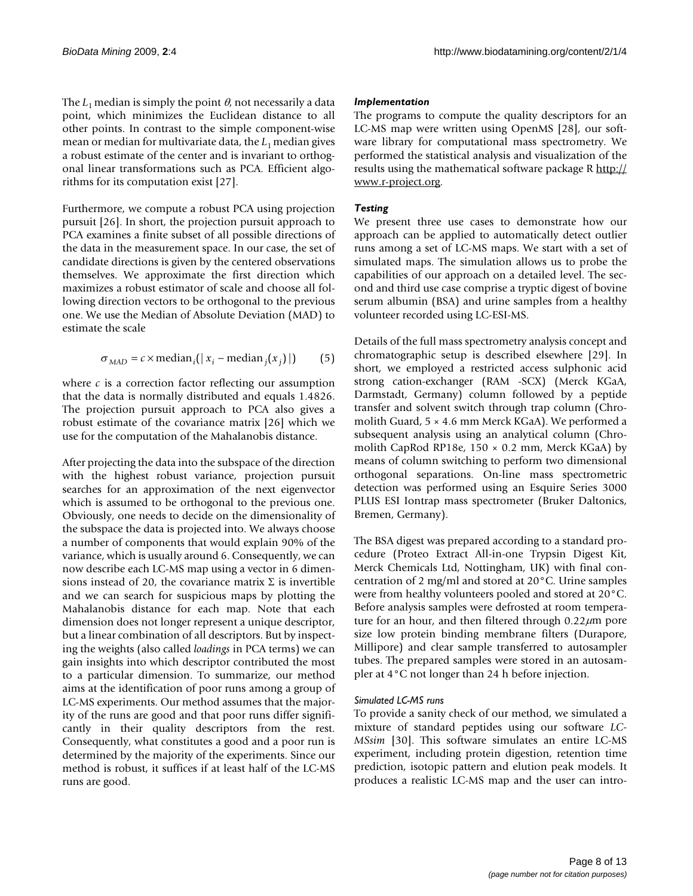The $L_1$ median is simply the point $\theta$, not necessarily a data point, which minimizes the Euclidean distance to all other points. In contrast to the simple component-wise mean or median for multivariate data, the $L_1$ median gives a robust estimate of the center and is invariant to orthogonal linear transformations such as PCA. Efficient algorithms for its computation exist [27].

Furthermore, we compute a robust PCA using projection pursuit [26]. In short, the projection pursuit approach to PCA examines a finite subset of all possible directions of the data in the measurement space. In our case, the set of candidate directions is given by the centered observations themselves. We approximate the first direction which maximizes a robust estimator of scale and choose all following direction vectors to be orthogonal to the previous one. We use the Median of Absolute Deviation (MAD) to estimate the scale

$$\sigma_{MAD} = c \times \text{median}_i(|\, x_i - \text{median}_j(x_j)\,|) \qquad (5)$$

where $c$ is a correction factor reflecting our assumption that the data is normally distributed and equals 1.4826. The projection pursuit approach to PCA also gives a robust estimate of the covariance matrix [26] which we use for the computation of the Mahalanobis distance.

After projecting the data into the subspace of the direction with the highest robust variance, projection pursuit searches for an approximation of the next eigenvector which is assumed to be orthogonal to the previous one. Obviously, one needs to decide on the dimensionality of the subspace the data is projected into. We always choose a number of components that would explain 90% of the variance, which is usually around 6. Consequently, we can now describe each LC-MS map using a vector in 6 dimensions instead of 20, the covariance matrix $\Sigma$ is invertible and we can search for suspicious maps by plotting the Mahalanobis distance for each map. Note that each dimension does not longer represent a unique descriptor, but a linear combination of all descriptors. But by inspecting the weights (also called *loadings* in PCA terms) we can gain insights into which descriptor contributed the most to a particular dimension. To summarize, our method aims at the identification of poor runs among a group of LC-MS experiments. Our method assumes that the majority of the runs are good and that poor runs differ significantly in their quality descriptors from the rest. Consequently, what constitutes a good and a poor run is determined by the majority of the experiments. Since our method is robust, it suffices if at least half of the LC-MS runs are good.

### *Implementation*

The programs to compute the quality descriptors for an LC-MS map were written using OpenMS [28], our software library for computational mass spectrometry. We performed the statistical analysis and visualization of the results using the mathematical software package R http://www.r-project.org.

### *Testing*

We present three use cases to demonstrate how our approach can be applied to automatically detect outlier runs among a set of LC-MS maps. We start with a set of simulated maps. The simulation allows us to probe the capabilities of our approach on a detailed level. The second and third use case comprise a tryptic digest of bovine serum albumin (BSA) and urine samples from a healthy volunteer recorded using LC-ESI-MS.

Details of the full mass spectrometry analysis concept and chromatographic setup is described elsewhere [29]. In short, we employed a restricted access sulphonic acid strong cation-exchanger (RAM -SCX) (Merck KGaA, Darmstadt, Germany) column followed by a peptide transfer and solvent switch through trap column (Chromolith Guard, 5 × 4.6 mm Merck KGaA). We performed a subsequent analysis using an analytical column (Chromolith CapRod RP18e, 150 × 0.2 mm, Merck KGaA) by means of column switching to perform two dimensional orthogonal separations. On-line mass spectrometric detection was performed using an Esquire Series 3000 PLUS ESI Iontrap mass spectrometer (Bruker Daltonics, Bremen, Germany).

The BSA digest was prepared according to a standard procedure (Proteo Extract All-in-one Trypsin Digest Kit, Merck Chemicals Ltd, Nottingham, UK) with final concentration of 2 mg/ml and stored at 20°C. Urine samples were from healthy volunteers pooled and stored at 20°C. Before analysis samples were defrosted at room temperature for an hour, and then filtered through 0.22$\mu$m pore size low protein binding membrane filters (Durapore, Millipore) and clear sample transferred to autosampler tubes. The prepared samples were stored in an autosampler at 4°C not longer than 24 h before injection.

#### *Simulated LC-MS runs*

To provide a sanity check of our method, we simulated a mixture of standard peptides using our software *LC-MSsim* [30]. This software simulates an entire LC-MS experiment, including protein digestion, retention time prediction, isotopic pattern and elution peak models. It produces a realistic LC-MS map and the user can intro-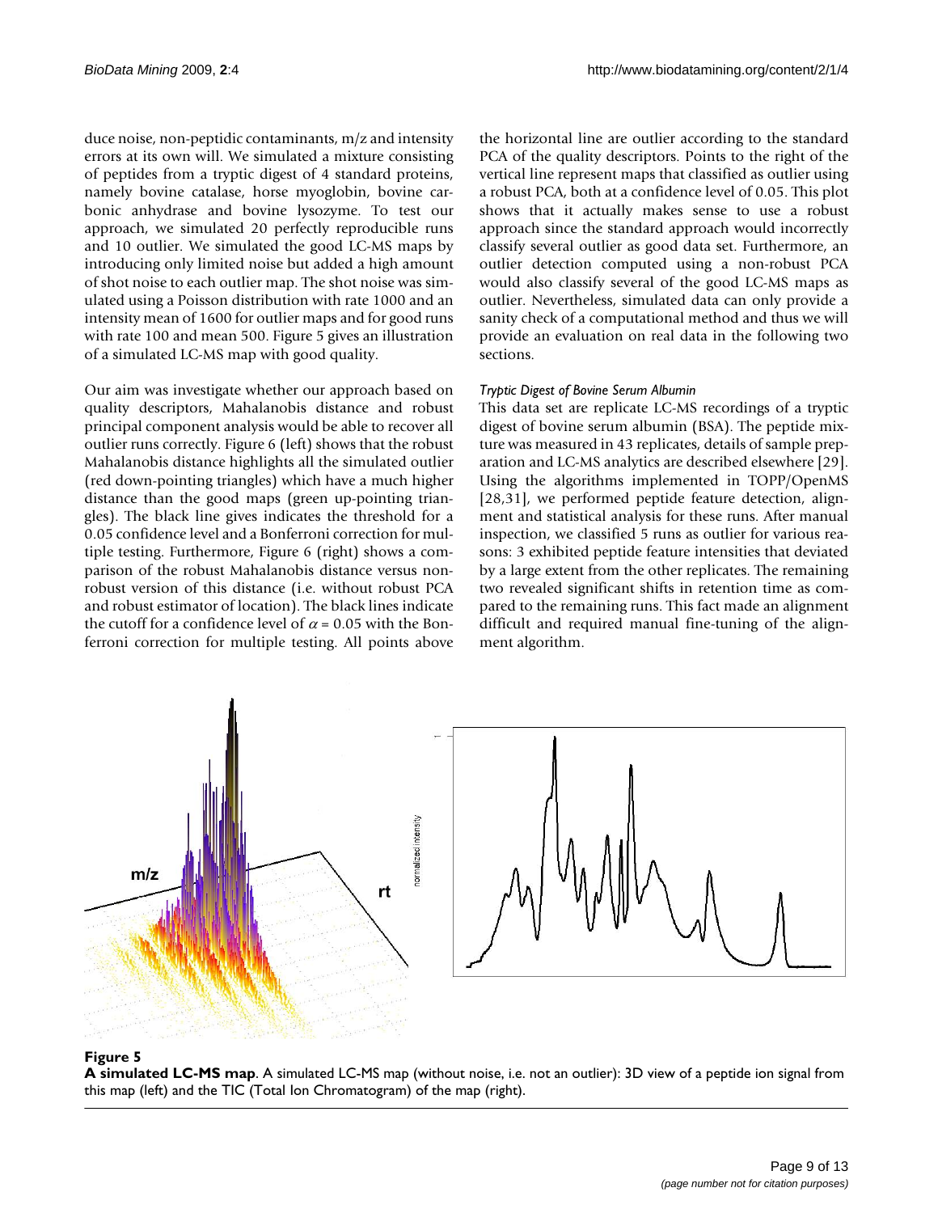duce noise, non-peptidic contaminants, m/z and intensity errors at its own will. We simulated a mixture consisting of peptides from a tryptic digest of 4 standard proteins, namely bovine catalase, horse myoglobin, bovine carbonic anhydrase and bovine lysozyme. To test our approach, we simulated 20 perfectly reproducible runs and 10 outlier. We simulated the good LC-MS maps by introducing only limited noise but added a high amount of shot noise to each outlier map. The shot noise was simulated using a Poisson distribution with rate 1000 and an intensity mean of 1600 for outlier maps and for good runs with rate 100 and mean 500. Figure 5 gives an illustration of a simulated LC-MS map with good quality.

Our aim was investigate whether our approach based on quality descriptors, Mahalanobis distance and robust principal component analysis would be able to recover all outlier runs correctly. Figure 6 (left) shows that the robust Mahalanobis distance highlights all the simulated outlier (red down-pointing triangles) which have a much higher distance than the good maps (green up-pointing triangles). The black line gives indicates the threshold for a 0.05 confidence level and a Bonferroni correction for multiple testing. Furthermore, Figure 6 (right) shows a comparison of the robust Mahalanobis distance versus non-robust version of this distance (i.e. without robust PCA and robust estimator of location). The black lines indicate the cutoff for a confidence level of $\alpha = 0.05$ with the Bonferroni correction for multiple testing. All points above the horizontal line are outlier according to the standard PCA of the quality descriptors. Points to the right of the vertical line represent maps that classified as outlier using a robust PCA, both at a confidence level of 0.05. This plot shows that it actually makes sense to use a robust approach since the standard approach would incorrectly classify several outlier as good data set. Furthermore, an outlier detection computed using a non-robust PCA would also classify several of the good LC-MS maps as outlier. Nevertheless, simulated data can only provide a sanity check of a computational method and thus we will provide an evaluation on real data in the following two sections.

### *Tryptic Digest of Bovine Serum Albumin*

This data set are replicate LC-MS recordings of a tryptic digest of bovine serum albumin (BSA). The peptide mixture was measured in 43 replicates, details of sample preparation and LC-MS analytics are described elsewhere [29]. Using the algorithms implemented in TOPP/OpenMS [28,31], we performed peptide feature detection, alignment and statistical analysis for these runs. After manual inspection, we classified 5 runs as outlier for various reasons: 3 exhibited peptide feature intensities that deviated by a large extent from the other replicates. The remaining two revealed significant shifts in retention time as compared to the remaining runs. This fact made an alignment difficult and required manual fine-tuning of the alignment algorithm.

**Figure 5**
**A simulated LC-MS map**. A simulated LC-MS map (without noise, i.e. not an outlier): 3D view of a peptide ion signal from this map (left) and the TIC (Total Ion Chromatogram) of the map (right).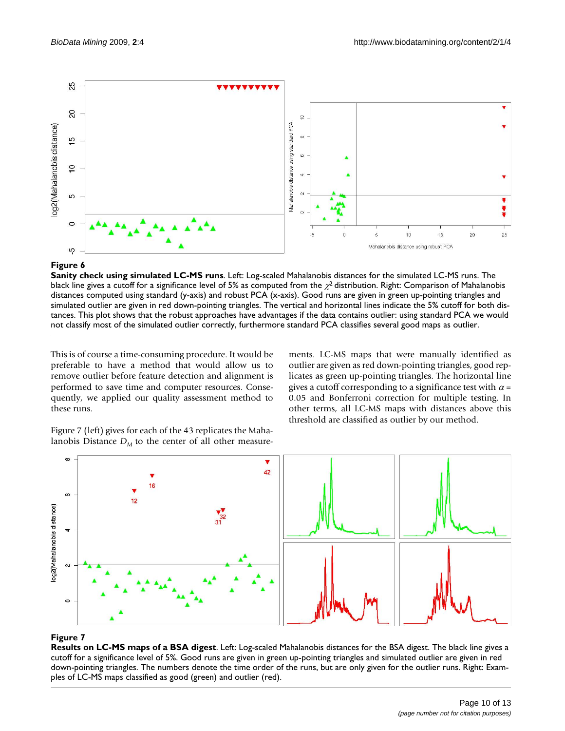**Figure 6**

**Sanity check using simulated LC-MS runs**. Left: Log-scaled Mahalanobis distances for the simulated LC-MS runs. The black line gives a cutoff for a significance level of 5% as computed from the $\chi^2$ distribution. Right: Comparison of Mahalanobis distances computed using standard (y-axis) and robust PCA (x-axis). Good runs are given in green up-pointing triangles and simulated outlier are given in red down-pointing triangles. The vertical and horizontal lines indicate the 5% cutoff for both distances. This plot shows that the robust approaches have advantages if the data contains outlier: using standard PCA we would not classify most of the simulated outlier correctly, furthermore standard PCA classifies several good maps as outlier.

This is of course a time-consuming procedure. It would be preferable to have a method that would allow us to remove outlier before feature detection and alignment is performed to save time and computer resources. Consequently, we applied our quality assessment method to these runs.

Figure 7 (left) gives for each of the 43 replicates the Mahalanobis Distance $D_M$ to the center of all other measurements. LC-MS maps that were manually identified as outlier are given as red down-pointing triangles, good replicates as green up-pointing triangles. The horizontal line gives a cutoff corresponding to a significance test with $\alpha = 0.05$ and Bonferroni correction for multiple testing. In other terms, all LC-MS maps with distances above this threshold are classified as outlier by our method.

**Figure 7**

**Results on LC-MS maps of a BSA digest**. Left: Log-scaled Mahalanobis distances for the BSA digest. The black line gives a cutoff for a significance level of 5%. Good runs are given in green up-pointing triangles and simulated outlier are given in red down-pointing triangles. The numbers denote the time order of the runs, but are only given for the outlier runs. Right: Examples of LC-MS maps classified as good (green) and outlier (red).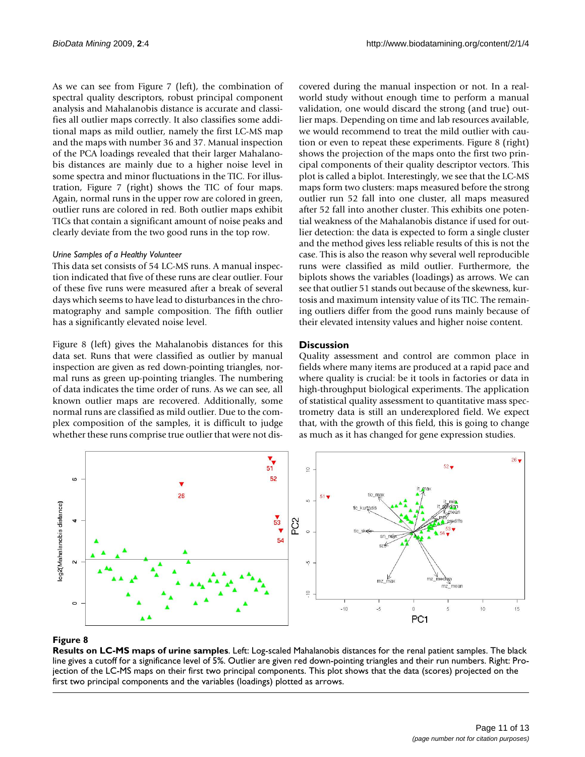As we can see from Figure 7 (left), the combination of spectral quality descriptors, robust principal component analysis and Mahalanobis distance is accurate and classifies all outlier maps correctly. It also classifies some additional maps as mild outlier, namely the first LC-MS map and the maps with number 36 and 37. Manual inspection of the PCA loadings revealed that their larger Mahalanobis distances are mainly due to a higher noise level in some spectra and minor fluctuations in the TIC. For illustration, Figure 7 (right) shows the TIC of four maps. Again, normal runs in the upper row are colored in green, outlier runs are colored in red. Both outlier maps exhibit TICs that contain a significant amount of noise peaks and clearly deviate from the two good runs in the top row.

#### *Urine Samples of a Healthy Volunteer*

This data set consists of 54 LC-MS runs. A manual inspection indicated that five of these runs are clear outlier. Four of these five runs were measured after a break of several days which seems to have lead to disturbances in the chromatography and sample composition. The fifth outlier has a significantly elevated noise level.

Figure 8 (left) gives the Mahalanobis distances for this data set. Runs that were classified as outlier by manual inspection are given as red down-pointing triangles, normal runs as green up-pointing triangles. The numbering of data indicates the time order of runs. As we can see, all known outlier maps are recovered. Additionally, some normal runs are classified as mild outlier. Due to the complex composition of the samples, it is difficult to judge whether these runs comprise true outlier that were not discovered during the manual inspection or not. In a real-world study without enough time to perform a manual validation, one would discard the strong (and true) outlier maps. Depending on time and lab resources available, we would recommend to treat the mild outlier with caution or even to repeat these experiments. Figure 8 (right) shows the projection of the maps onto the first two principal components of their quality descriptor vectors. This plot is called a biplot. Interestingly, we see that the LC-MS maps form two clusters: maps measured before the strong outlier run 52 fall into one cluster, all maps measured after 52 fall into another cluster. This exhibits one potential weakness of the Mahalanobis distance if used for outlier detection: the data is expected to form a single cluster and the method gives less reliable results of this is not the case. This is also the reason why several well reproducible runs were classified as mild outlier. Furthermore, the biplots shows the variables (loadings) as arrows. We can see that outlier 51 stands out because of the skewness, kurtosis and maximum intensity value of its TIC. The remaining outliers differ from the good runs mainly because of their elevated intensity values and higher noise content.

## Discussion

Quality assessment and control are common place in fields where many items are produced at a rapid pace and where quality is crucial: be it tools in factories or data in high-throughput biological experiments. The application of statistical quality assessment to quantitative mass spectrometry data is still an underexplored field. We expect that, with the growth of this field, this is going to change as much as it has changed for gene expression studies.

**Figure 8**

**Results on LC-MS maps of urine samples**. Left: Log-scaled Mahalanobis distances for the renal patient samples. The black line gives a cutoff for a significance level of 5%. Outlier are given red down-pointing triangles and their run numbers. Right: Projection of the LC-MS maps on their first two principal components. This plot shows that the data (scores) projected on the first two principal components and the variables (loadings) plotted as arrows.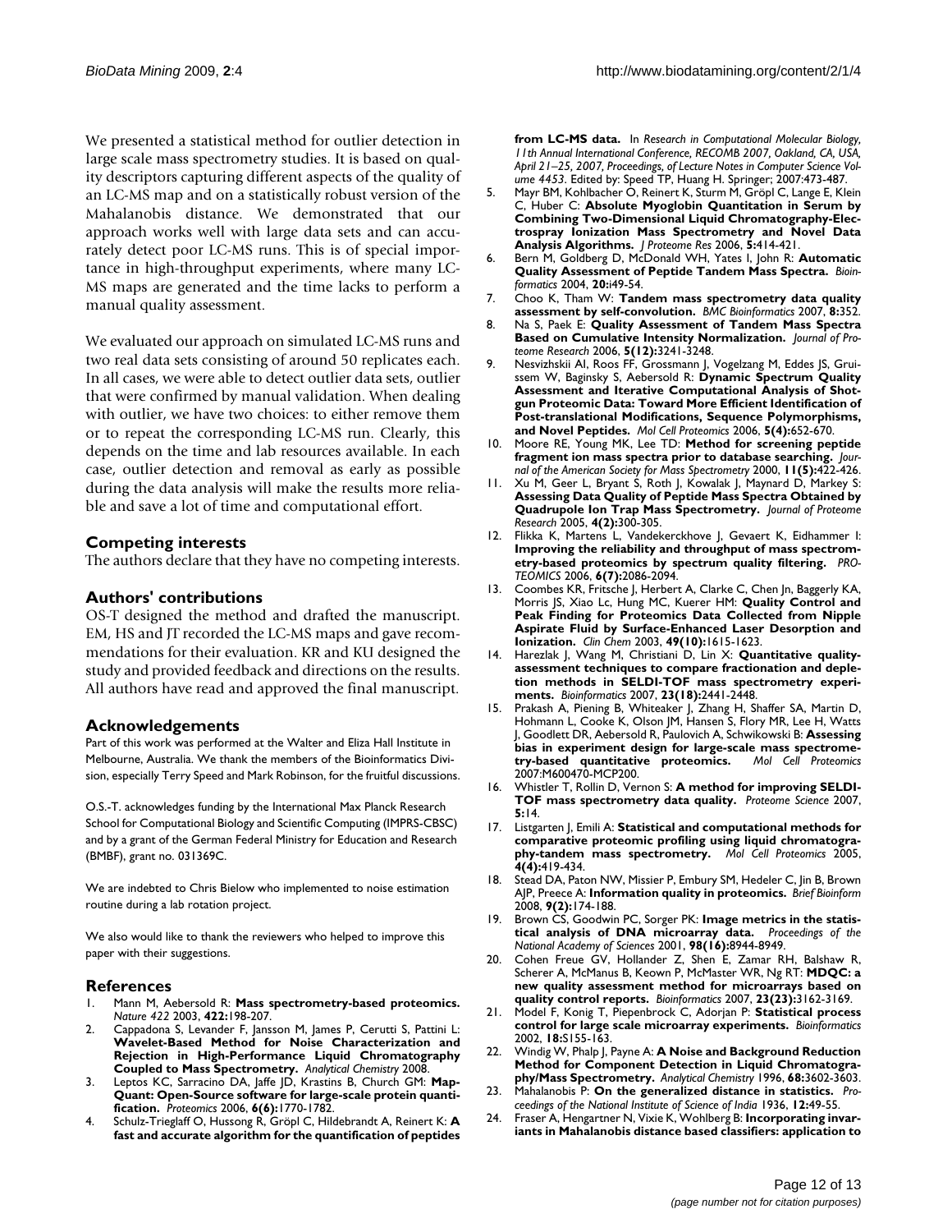We presented a statistical method for outlier detection in large scale mass spectrometry studies. It is based on quality descriptors capturing different aspects of the quality of an LC-MS map and on a statistically robust version of the Mahalanobis distance. We demonstrated that our approach works well with large data sets and can accurately detect poor LC-MS runs. This is of special importance in high-throughput experiments, where many LC-MS maps are generated and the time lacks to perform a manual quality assessment.

We evaluated our approach on simulated LC-MS runs and two real data sets consisting of around 50 replicates each. In all cases, we were able to detect outlier data sets, outlier that were confirmed by manual validation. When dealing with outlier, we have two choices: to either remove them or to repeat the corresponding LC-MS run. Clearly, this depends on the time and lab resources available. In each case, outlier detection and removal as early as possible during the data analysis will make the results more reliable and save a lot of time and computational effort.

## Competing interests

The authors declare that they have no competing interests.

## Authors' contributions

OS-T designed the method and drafted the manuscript. EM, HS and JT recorded the LC-MS maps and gave recommendations for their evaluation. KR and KU designed the study and provided feedback and directions on the results. All authors have read and approved the final manuscript.

## Acknowledgements

Part of this work was performed at the Walter and Eliza Hall Institute in Melbourne, Australia. We thank the members of the Bioinformatics Division, especially Terry Speed and Mark Robinson, for the fruitful discussions.

O.S.-T. acknowledges funding by the International Max Planck Research School for Computational Biology and Scientific Computing (IMPRS-CBSC) and by a grant of the German Federal Ministry for Education and Research (BMBF), grant no. 031369C.

We are indebted to Chris Bielow who implemented to noise estimation routine during a lab rotation project.

We also would like to thank the reviewers who helped to improve this paper with their suggestions.

## References

1. Mann M, Aebersold R: **Mass spectrometry-based proteomics.** *Nature 422* 2003, **422:**198-207.
2. Cappadona S, Levander F, Jansson M, James P, Cerutti S, Pattini L: **Wavelet-Based Method for Noise Characterization and Rejection in High-Performance Liquid Chromatography Coupled to Mass Spectrometry.** *Analytical Chemistry* 2008.
3. Leptos KC, Sarracino DA, Jaffe JD, Krastins B, Church GM: **Map-Quant: Open-Source software for large-scale protein quantification.** *Proteomics* 2006, **6(6):**1770-1782.
4. Schulz-Trieglaff O, Hussong R, Gröpl C, Hildebrandt A, Reinert K: **A fast and accurate algorithm for the quantification of peptides from LC-MS data.** In *Research in Computational Molecular Biology, 11th Annual International Conference, RECOMB 2007, Oakland, CA, USA, April 21–25, 2007, Proceedings, of Lecture Notes in Computer Science Volume 4453*. Edited by: Speed TP, Huang H. Springer; 2007:473-487.
5. Mayr BM, Kohlbacher O, Reinert K, Sturm M, Gröpl C, Lange E, Klein C, Huber C: **Absolute Myoglobin Quantitation in Serum by Combining Two-Dimensional Liquid Chromatography-Electrospray Ionization Mass Spectrometry and Novel Data Analysis Algorithms.** *J Proteome Res* 2006, **5:**414-421.
6. Bern M, Goldberg D, McDonald WH, Yates I, John R: **Automatic Quality Assessment of Peptide Tandem Mass Spectra.** *Bioinformatics* 2004, **20:**i49-54.
7. Choo K, Tham W: **Tandem mass spectrometry data quality assessment by self-convolution.** *BMC Bioinformatics* 2007, **8:**352.
8. Na S, Paek E: **Quality Assessment of Tandem Mass Spectra Based on Cumulative Intensity Normalization.** *Journal of Proteome Research* 2006, **5(12):**3241-3248.
9. Nesvizhskii AI, Roos FF, Grossmann J, Vogelzang M, Eddes JS, Gruissem W, Baginsky S, Aebersold R: **Dynamic Spectrum Quality Assessment and Iterative Computational Analysis of Shotgun Proteomic Data: Toward More Efficient Identification of Post-translational Modifications, Sequence Polymorphisms, and Novel Peptides.** *Mol Cell Proteomics* 2006, **5(4):**652-670.
10. Moore RE, Young MK, Lee TD: **Method for screening peptide fragment ion mass spectra prior to database searching.** *Journal of the American Society for Mass Spectrometry* 2000, **11(5):**422-426.
11. Xu M, Geer L, Bryant S, Roth J, Kowalak J, Maynard D, Markey S: **Assessing Data Quality of Peptide Mass Spectra Obtained by Quadrupole Ion Trap Mass Spectrometry.** *Journal of Proteome Research* 2005, **4(2):**300-305.
12. Flikka K, Martens L, Vandekerckhove J, Gevaert K, Eidhammer I: **Improving the reliability and throughput of mass spectrometry-based proteomics by spectrum quality filtering.** *PROTEOMICS* 2006, **6(7):**2086-2094.
13. Coombes KR, Fritsche J, Herbert A, Clarke C, Chen Jn, Baggerly KA, Morris JS, Xiao Lc, Hung MC, Kuerer HM: **Quality Control and Peak Finding for Proteomics Data Collected from Nipple Aspirate Fluid by Surface-Enhanced Laser Desorption and Ionization.** *Clin Chem* 2003, **49(10):**1615-1623.
14. Harezlak J, Wang M, Christiani D, Lin X: **Quantitative quality-assessment techniques to compare fractionation and depletion methods in SELDI-TOF mass spectrometry experiments.** *Bioinformatics* 2007, **23(18):**2441-2448.
15. Prakash A, Piening B, Whiteaker J, Zhang H, Shaffer SA, Martin D, Hohmann L, Cooke K, Olson JM, Hansen S, Flory MR, Lee H, Watts J, Goodlett DR, Aebersold R, Paulovich A, Schwikowski B: **Assessing bias in experiment design for large-scale mass spectrometry-based quantitative proteomics.** *Mol Cell Proteomics* 2007:M600470-MCP200.
16. Whistler T, Rollin D, Vernon S: **A method for improving SELDI-TOF mass spectrometry data quality.** *Proteome Science* 2007, **5:**14.
17. Listgarten J, Emili A: **Statistical and computational methods for comparative proteomic profiling using liquid chromatography-tandem mass spectrometry.** *Mol Cell Proteomics* 2005, **4(4):**419-434.
18. Stead DA, Paton NW, Missier P, Embury SM, Hedeler C, Jin B, Brown AJP, Preece A: **Information quality in proteomics.** *Brief Bioinform* 2008, **9(2):**174-188.
19. Brown CS, Goodwin PC, Sorger PK: **Image metrics in the statistical analysis of DNA microarray data.** *Proceedings of the National Academy of Sciences* 2001, **98(16):**8944-8949.
20. Cohen Freue GV, Hollander Z, Shen E, Zamar RH, Balshaw R, Scherer A, McManus B, Keown P, McMaster WR, Ng RT: **MDQC: a new quality assessment method for microarrays based on quality control reports.** *Bioinformatics* 2007, **23(23):**3162-3169.
21. Model F, Konig T, Piepenbrock C, Adorjan P: **Statistical process control for large scale microarray experiments.** *Bioinformatics* 2002, **18:**S155-163.
22. Windig W, Phalp J, Payne A: **A Noise and Background Reduction Method for Component Detection in Liquid Chromatography/Mass Spectrometry.** *Analytical Chemistry* 1996, **68:**3602-3603.
23. Mahalanobis P: **On the generalized distance in statistics.** *Proceedings of the National Institute of Science of India* 1936, **12:**49-55.
24. Fraser A, Hengartner N, Vixie K, Wohlberg B: **Incorporating invariants in Mahalanobis distance based classifiers: application to**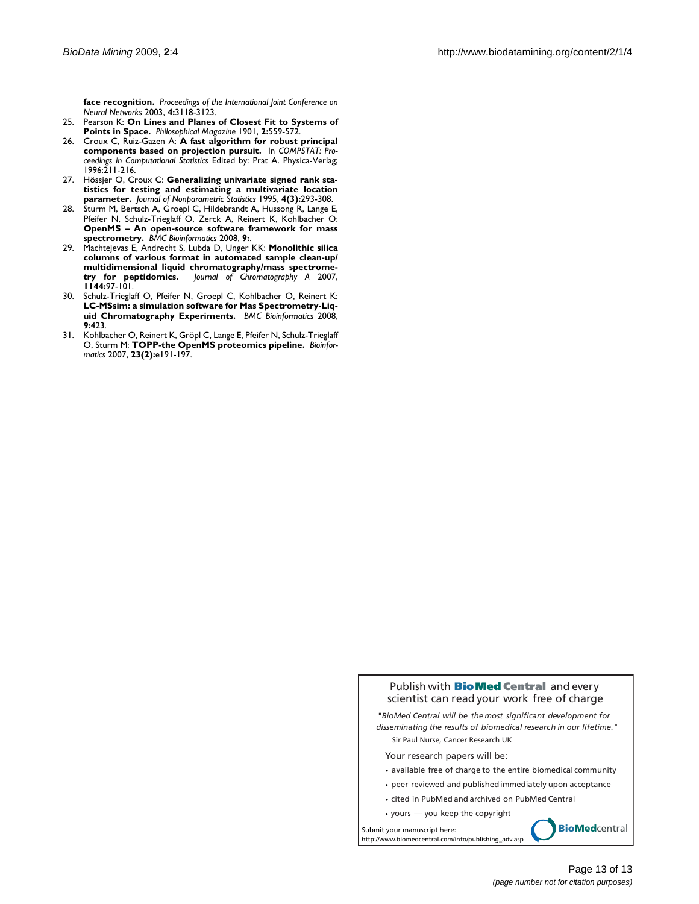**face recognition.** *Proceedings of the International Joint Conference on Neural Networks* 2003, **4:**3118-3123.

25. Pearson K: **On Lines and Planes of Closest Fit to Systems of Points in Space.** *Philosophical Magazine* 1901, **2:**559-572.
26. Croux C, Ruiz-Gazen A: **A fast algorithm for robust principal components based on projection pursuit.** In *COMPSTAT: Proceedings in Computational Statistics* Edited by: Prat A. Physica-Verlag; 1996:211-216.
27. Hössjer O, Croux C: **Generalizing univariate signed rank statistics for testing and estimating a multivariate location parameter.** *Journal of Nonparametric Statistics* 1995, **4(3):**293-308.
28. Sturm M, Bertsch A, Groepl C, Hildebrandt A, Hussong R, Lange E, Pfeifer N, Schulz-Trieglaff O, Zerck A, Reinert K, Kohlbacher O: **OpenMS – An open-source software framework for mass spectrometry.** *BMC Bioinformatics* 2008, **9:**.
29. Machtejevas E, Andrecht S, Lubda D, Unger KK: **Monolithic silica columns of various format in automated sample clean-up/multidimensional liquid chromatography/mass spectrometry for peptidomics.** *Journal of Chromatography A* 2007, **1144:**97-101.
30. Schulz-Trieglaff O, Pfeifer N, Groepl C, Kohlbacher O, Reinert K: **LC-MSsim: a simulation software for Mas Spectrometry-Liquid Chromatography Experiments.** *BMC Bioinformatics* 2008, **9:**423.
31. Kohlbacher O, Reinert K, Gröpl C, Lange E, Pfeifer N, Schulz-Trieglaff O, Sturm M: **TOPP-the OpenMS proteomics pipeline.** *Bioinformatics* 2007, **23(2):**e191-197.

Publish with **BioMed Central** and every scientist can read your work free of charge

*"BioMed Central will be the most significant development for disseminating the results of biomedical research in our lifetime."*
Sir Paul Nurse, Cancer Research UK

Your research papers will be:

- available free of charge to the entire biomedical community
- peer reviewed and published immediately upon acceptance
- cited in PubMed and archived on PubMed Central
- yours — you keep the copyright

Submit your manuscript here:
http://www.biomedcentral.com/info/publishing_adv.asp

**BioMed**central